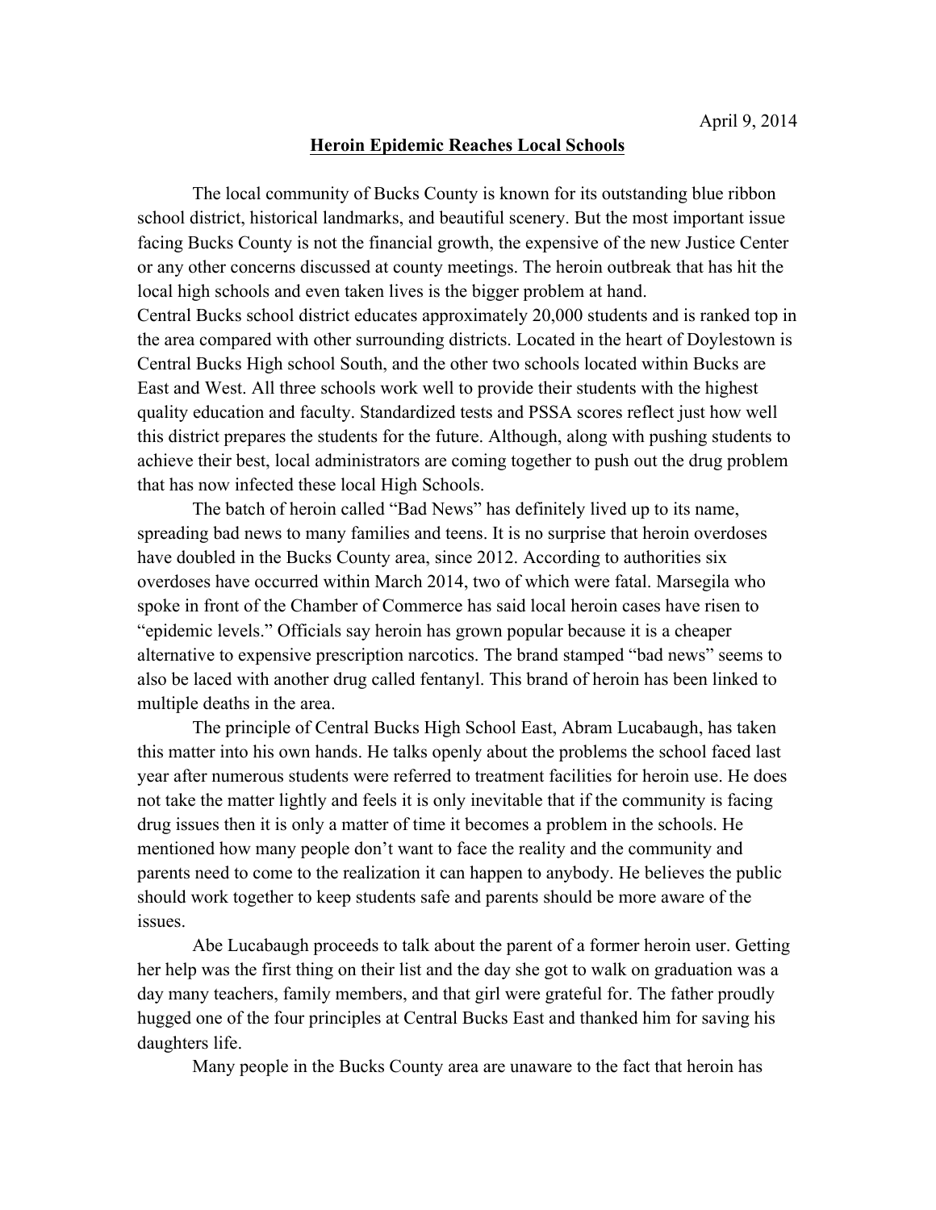April 9, 2014

# Heroin Epidemic Reaches Local Schools

The local community of Bucks County is known for its outstanding blue ribbon school district, historical landmarks, and beautiful scenery. But the most important issue facing Bucks County is not the financial growth, the expensive of the new Justice Center or any other concerns discussed at county meetings. The heroin outbreak that has hit the local high schools and even taken lives is the bigger problem at hand.

Central Bucks school district educates approximately 20,000 students and is ranked top in the area compared with other surrounding districts. Located in the heart of Doylestown is Central Bucks High school South, and the other two schools located within Bucks are East and West. All three schools work well to provide their students with the highest quality education and faculty. Standardized tests and PSSA scores reflect just how well this district prepares the students for the future. Although, along with pushing students to achieve their best, local administrators are coming together to push out the drug problem that has now infected these local High Schools.

The batch of heroin called "Bad News" has definitely lived up to its name, spreading bad news to many families and teens. It is no surprise that heroin overdoses have doubled in the Bucks County area, since 2012. According to authorities six overdoses have occurred within March 2014, two of which were fatal. Marsegila who spoke in front of the Chamber of Commerce has said local heroin cases have risen to "epidemic levels." Officials say heroin has grown popular because it is a cheaper alternative to expensive prescription narcotics. The brand stamped "bad news" seems to also be laced with another drug called fentanyl. This brand of heroin has been linked to multiple deaths in the area.

The principle of Central Bucks High School East, Abram Lucabaugh, has taken this matter into his own hands. He talks openly about the problems the school faced last year after numerous students were referred to treatment facilities for heroin use. He does not take the matter lightly and feels it is only inevitable that if the community is facing drug issues then it is only a matter of time it becomes a problem in the schools. He mentioned how many people don't want to face the reality and the community and parents need to come to the realization it can happen to anybody. He believes the public should work together to keep students safe and parents should be more aware of the issues.

Abe Lucabaugh proceeds to talk about the parent of a former heroin user. Getting her help was the first thing on their list and the day she got to walk on graduation was a day many teachers, family members, and that girl were grateful for. The father proudly hugged one of the four principles at Central Bucks East and thanked him for saving his daughters life.

Many people in the Bucks County area are unaware to the fact that heroin has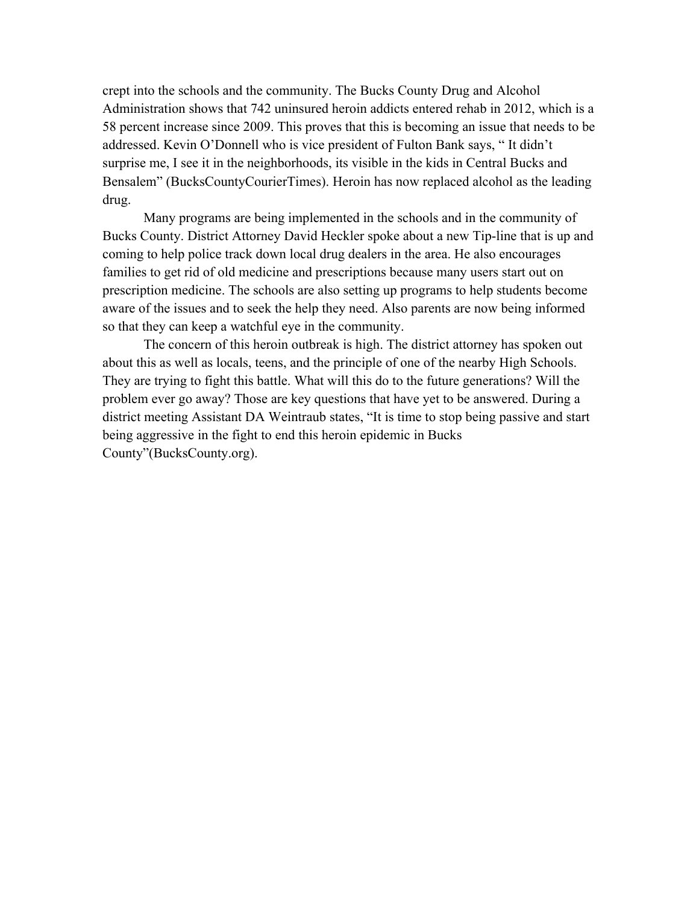crept into the schools and the community. The Bucks County Drug and Alcohol Administration shows that 742 uninsured heroin addicts entered rehab in 2012, which is a 58 percent increase since 2009. This proves that this is becoming an issue that needs to be addressed. Kevin O'Donnell who is vice president of Fulton Bank says, " It didn't surprise me, I see it in the neighborhoods, its visible in the kids in Central Bucks and Bensalem" (BucksCountyCourierTimes). Heroin has now replaced alcohol as the leading drug.

Many programs are being implemented in the schools and in the community of Bucks County. District Attorney David Heckler spoke about a new Tip-line that is up and coming to help police track down local drug dealers in the area. He also encourages families to get rid of old medicine and prescriptions because many users start out on prescription medicine. The schools are also setting up programs to help students become aware of the issues and to seek the help they need. Also parents are now being informed so that they can keep a watchful eye in the community.

The concern of this heroin outbreak is high. The district attorney has spoken out about this as well as locals, teens, and the principle of one of the nearby High Schools. They are trying to fight this battle. What will this do to the future generations? Will the problem ever go away? Those are key questions that have yet to be answered. During a district meeting Assistant DA Weintraub states, "It is time to stop being passive and start being aggressive in the fight to end this heroin epidemic in Bucks County"(BucksCounty.org).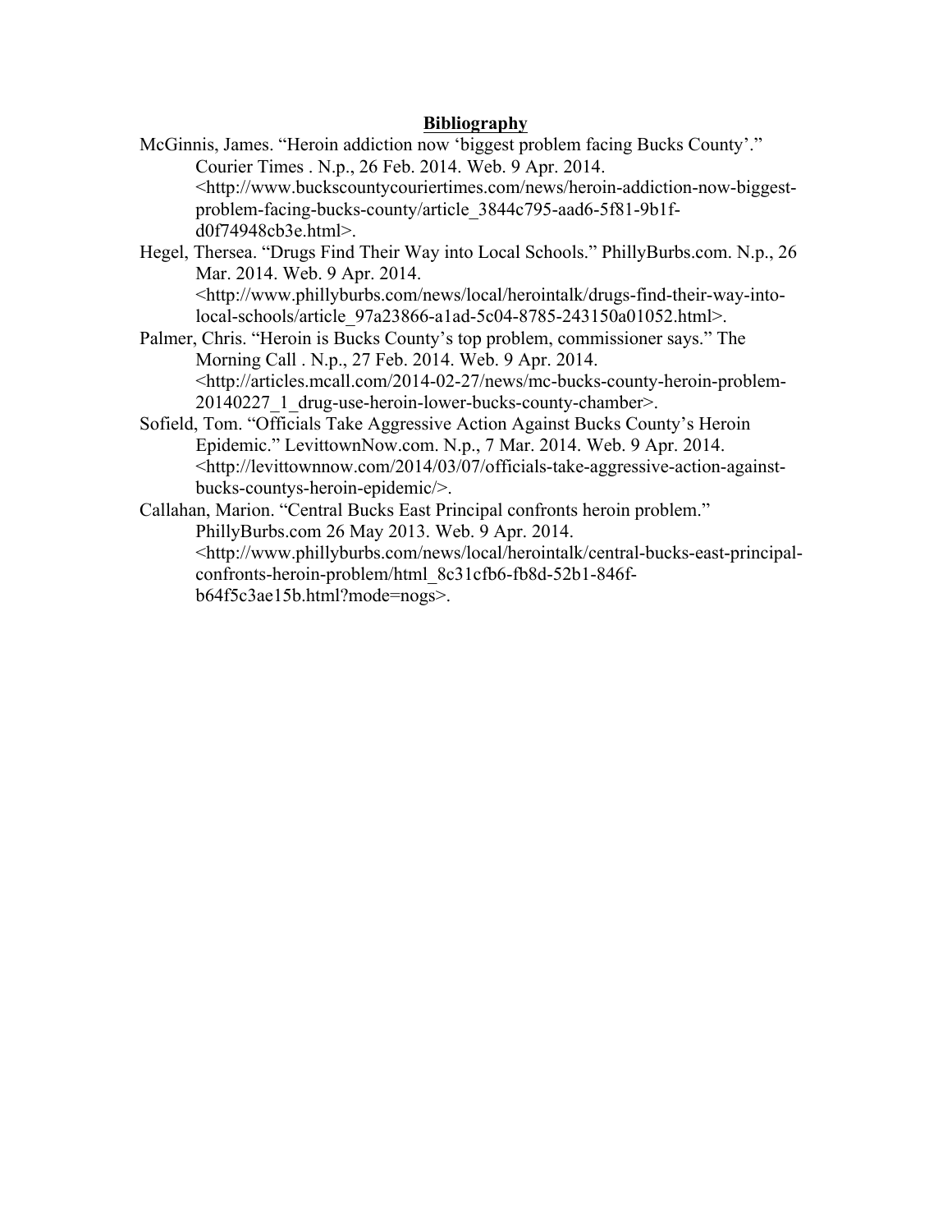**Bibliography**

McGinnis, James. "Heroin addiction now 'biggest problem facing Bucks County'." Courier Times . N.p., 26 Feb. 2014. Web. 9 Apr. 2014. <http://www.buckscountycouriertimes.com/news/heroin-addiction-now-biggest-problem-facing-bucks-county/article_3844c795-aad6-5f81-9b1f-d0f74948cb3e.html>.

Hegel, Thersea. "Drugs Find Their Way into Local Schools." PhillyBurbs.com. N.p., 26 Mar. 2014. Web. 9 Apr. 2014. <http://www.phillyburbs.com/news/local/herointalk/drugs-find-their-way-into-local-schools/article_97a23866-a1ad-5c04-8785-243150a01052.html>.

Palmer, Chris. "Heroin is Bucks County's top problem, commissioner says." The Morning Call . N.p., 27 Feb. 2014. Web. 9 Apr. 2014. <http://articles.mcall.com/2014-02-27/news/mc-bucks-county-heroin-problem-20140227_1_drug-use-heroin-lower-bucks-county-chamber>.

Sofield, Tom. "Officials Take Aggressive Action Against Bucks County's Heroin Epidemic." LevittownNow.com. N.p., 7 Mar. 2014. Web. 9 Apr. 2014. <http://levittownnow.com/2014/03/07/officials-take-aggressive-action-against-bucks-countys-heroin-epidemic/>.

Callahan, Marion. "Central Bucks East Principal confronts heroin problem." PhillyBurbs.com 26 May 2013. Web. 9 Apr. 2014. <http://www.phillyburbs.com/news/local/herointalk/central-bucks-east-principal-confronts-heroin-problem/html_8c31cfb6-fb8d-52b1-846f-b64f5c3ae15b.html?mode=nogs>.